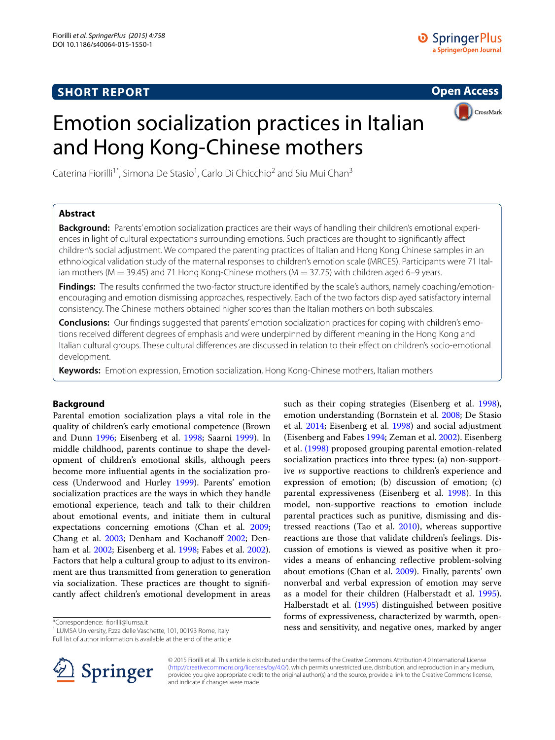**SHORT REPORT** **Open Access**

# Emotion socialization practices in Italian and Hong Kong-Chinese mothers

Caterina Fiorilli[1*], Simona De Stasio[1], Carlo Di Chicchio[2] and Siu Mui Chan[3]

## Abstract

**Background:** Parents' emotion socialization practices are their ways of handling their children's emotional experiences in light of cultural expectations surrounding emotions. Such practices are thought to significantly affect children's social adjustment. We compared the parenting practices of Italian and Hong Kong Chinese samples in an ethnological validation study of the maternal responses to children's emotion scale (MRCES). Participants were 71 Italian mothers (M = 39.45) and 71 Hong Kong-Chinese mothers (M = 37.75) with children aged 6–9 years.

**Findings:** The results confirmed the two-factor structure identified by the scale's authors, namely coaching/emotion-encouraging and emotion dismissing approaches, respectively. Each of the two factors displayed satisfactory internal consistency. The Chinese mothers obtained higher scores than the Italian mothers on both subscales.

**Conclusions:** Our findings suggested that parents' emotion socialization practices for coping with children's emotions received different degrees of emphasis and were underpinned by different meaning in the Hong Kong and Italian cultural groups. These cultural differences are discussed in relation to their effect on children's socio-emotional development.

**Keywords:** Emotion expression, Emotion socialization, Hong Kong-Chinese mothers, Italian mothers

## Background

Parental emotion socialization plays a vital role in the quality of children's early emotional competence (Brown and Dunn 1996; Eisenberg et al. 1998; Saarni 1999). In middle childhood, parents continue to shape the development of children's emotional skills, although peers become more influential agents in the socialization process (Underwood and Hurley 1999). Parents' emotion socialization practices are the ways in which they handle emotional experience, teach and talk to their children about emotional events, and initiate them in cultural expectations concerning emotions (Chan et al. 2009; Chang et al. 2003; Denham and Kochanoff 2002; Denham et al. 2002; Eisenberg et al. 1998; Fabes et al. 2002). Factors that help a cultural group to adjust to its environment are thus transmitted from generation to generation via socialization. These practices are thought to significantly affect children's emotional development in areas such as their coping strategies (Eisenberg et al. 1998), emotion understanding (Bornstein et al. 2008; De Stasio et al. 2014; Eisenberg et al. 1998) and social adjustment (Eisenberg and Fabes 1994; Zeman et al. 2002). Eisenberg et al. (1998) proposed grouping parental emotion-related socialization practices into three types: (a) non-supportive *vs* supportive reactions to children's experience and expression of emotion; (b) discussion of emotion; (c) parental expressiveness (Eisenberg et al. 1998). In this model, non-supportive reactions to emotion include parental practices such as punitive, dismissing and distressed reactions (Tao et al. 2010), whereas supportive reactions are those that validate children's feelings. Discussion of emotions is viewed as positive when it provides a means of enhancing reflective problem-solving about emotions (Chan et al. 2009). Finally, parents' own nonverbal and verbal expression of emotion may serve as a model for their children (Halberstadt et al. 1995). Halberstadt et al. (1995) distinguished between positive forms of expressiveness, characterized by warmth, openness and sensitivity, and negative ones, marked by anger

*Correspondence: fiorilli@lumsa.it
[1] LUMSA University, P.zza delle Vaschette, 101, 00193 Rome, Italy
Full list of author information is available at the end of the article

© 2015 Fiorilli et al. This article is distributed under the terms of the Creative Commons Attribution 4.0 International License (http://creativecommons.org/licenses/by/4.0/), which permits unrestricted use, distribution, and reproduction in any medium, provided you give appropriate credit to the original author(s) and the source, provide a link to the Creative Commons license, and indicate if changes were made.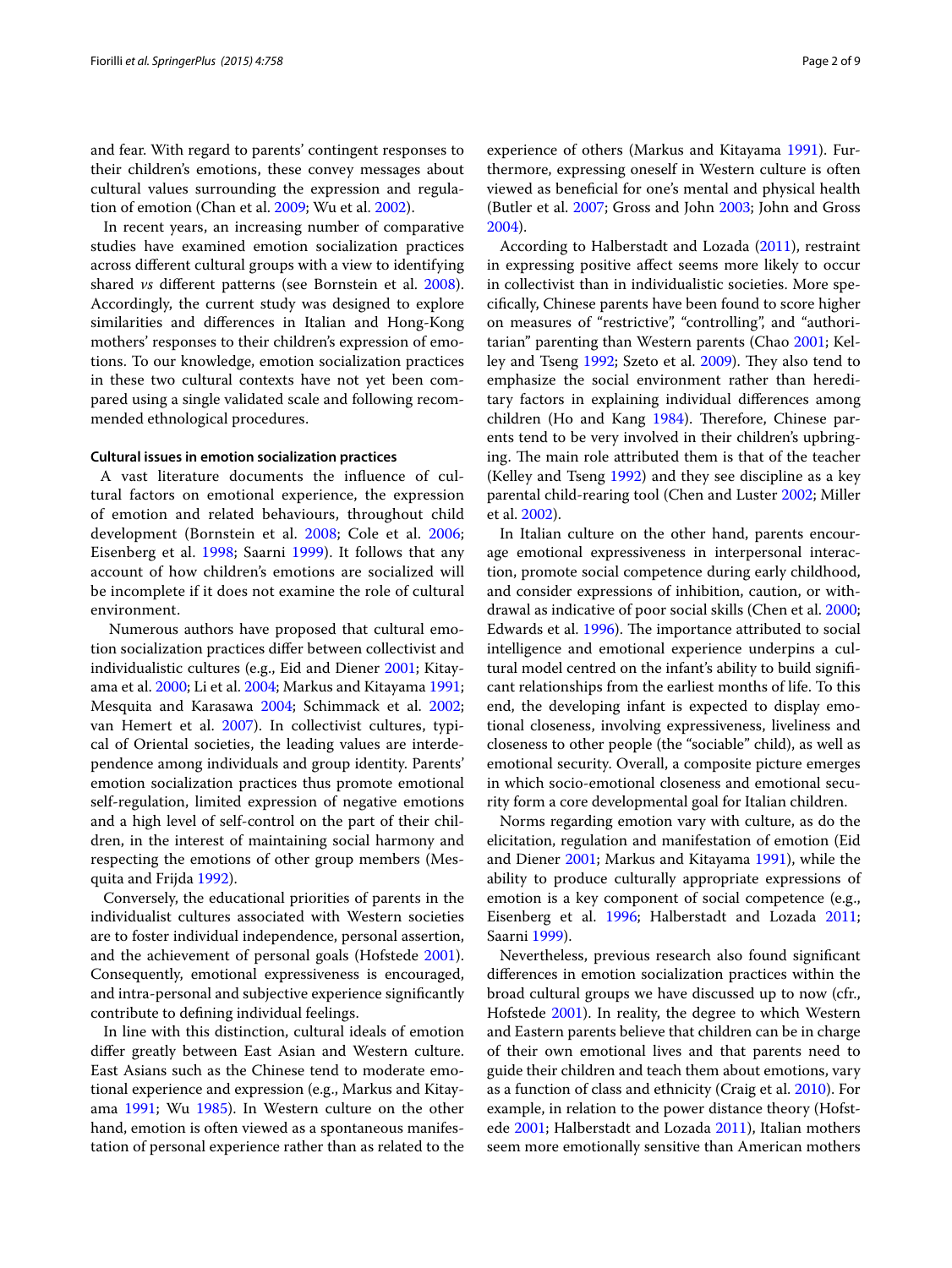and fear. With regard to parents' contingent responses to their children's emotions, these convey messages about cultural values surrounding the expression and regulation of emotion (Chan et al. 2009; Wu et al. 2002).

In recent years, an increasing number of comparative studies have examined emotion socialization practices across different cultural groups with a view to identifying shared *vs* different patterns (see Bornstein et al. 2008). Accordingly, the current study was designed to explore similarities and differences in Italian and Hong-Kong mothers' responses to their children's expression of emotions. To our knowledge, emotion socialization practices in these two cultural contexts have not yet been compared using a single validated scale and following recommended ethnological procedures.

#### Cultural issues in emotion socialization practices

A vast literature documents the influence of cultural factors on emotional experience, the expression of emotion and related behaviours, throughout child development (Bornstein et al. 2008; Cole et al. 2006; Eisenberg et al. 1998; Saarni 1999). It follows that any account of how children's emotions are socialized will be incomplete if it does not examine the role of cultural environment.

Numerous authors have proposed that cultural emotion socialization practices differ between collectivist and individualistic cultures (e.g., Eid and Diener 2001; Kitayama et al. 2000; Li et al. 2004; Markus and Kitayama 1991; Mesquita and Karasawa 2004; Schimmack et al. 2002; van Hemert et al. 2007). In collectivist cultures, typical of Oriental societies, the leading values are interdependence among individuals and group identity. Parents' emotion socialization practices thus promote emotional self-regulation, limited expression of negative emotions and a high level of self-control on the part of their children, in the interest of maintaining social harmony and respecting the emotions of other group members (Mesquita and Frijda 1992).

Conversely, the educational priorities of parents in the individualist cultures associated with Western societies are to foster individual independence, personal assertion, and the achievement of personal goals (Hofstede 2001). Consequently, emotional expressiveness is encouraged, and intra-personal and subjective experience significantly contribute to defining individual feelings.

In line with this distinction, cultural ideals of emotion differ greatly between East Asian and Western culture. East Asians such as the Chinese tend to moderate emotional experience and expression (e.g., Markus and Kitayama 1991; Wu 1985). In Western culture on the other hand, emotion is often viewed as a spontaneous manifestation of personal experience rather than as related to the experience of others (Markus and Kitayama 1991). Furthermore, expressing oneself in Western culture is often viewed as beneficial for one's mental and physical health (Butler et al. 2007; Gross and John 2003; John and Gross 2004).

According to Halberstadt and Lozada (2011), restraint in expressing positive affect seems more likely to occur in collectivist than in individualistic societies. More specifically, Chinese parents have been found to score higher on measures of "restrictive", "controlling", and "authoritarian" parenting than Western parents (Chao 2001; Kelley and Tseng 1992; Szeto et al. 2009). They also tend to emphasize the social environment rather than hereditary factors in explaining individual differences among children (Ho and Kang 1984). Therefore, Chinese parents tend to be very involved in their children's upbringing. The main role attributed them is that of the teacher (Kelley and Tseng 1992) and they see discipline as a key parental child-rearing tool (Chen and Luster 2002; Miller et al. 2002).

In Italian culture on the other hand, parents encourage emotional expressiveness in interpersonal interaction, promote social competence during early childhood, and consider expressions of inhibition, caution, or withdrawal as indicative of poor social skills (Chen et al. 2000; Edwards et al. 1996). The importance attributed to social intelligence and emotional experience underpins a cultural model centred on the infant's ability to build significant relationships from the earliest months of life. To this end, the developing infant is expected to display emotional closeness, involving expressiveness, liveliness and closeness to other people (the "sociable" child), as well as emotional security. Overall, a composite picture emerges in which socio-emotional closeness and emotional security form a core developmental goal for Italian children.

Norms regarding emotion vary with culture, as do the elicitation, regulation and manifestation of emotion (Eid and Diener 2001; Markus and Kitayama 1991), while the ability to produce culturally appropriate expressions of emotion is a key component of social competence (e.g., Eisenberg et al. 1996; Halberstadt and Lozada 2011; Saarni 1999).

Nevertheless, previous research also found significant differences in emotion socialization practices within the broad cultural groups we have discussed up to now (cfr., Hofstede 2001). In reality, the degree to which Western and Eastern parents believe that children can be in charge of their own emotional lives and that parents need to guide their children and teach them about emotions, vary as a function of class and ethnicity (Craig et al. 2010). For example, in relation to the power distance theory (Hofstede 2001; Halberstadt and Lozada 2011), Italian mothers seem more emotionally sensitive than American mothers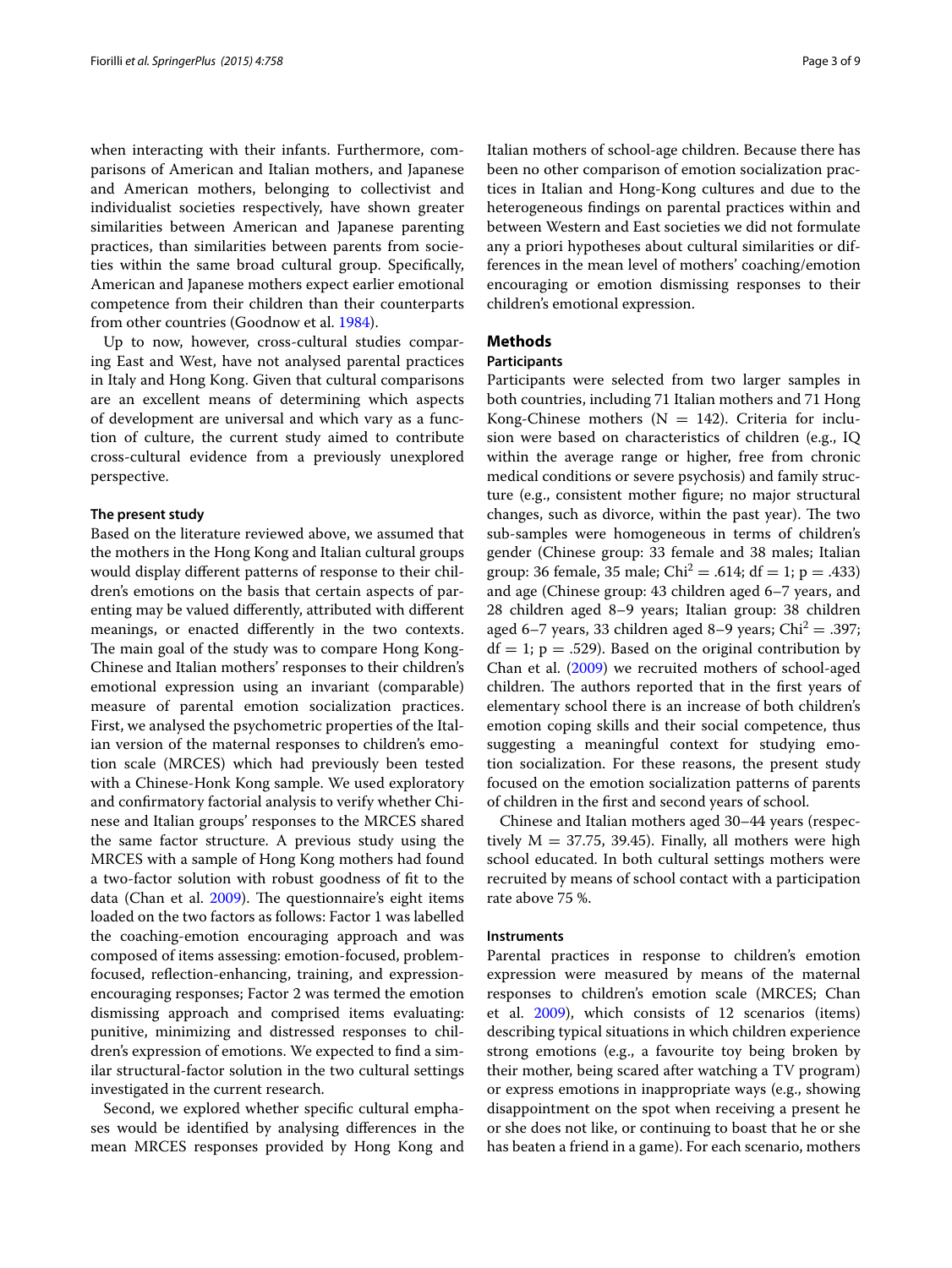when interacting with their infants. Furthermore, comparisons of American and Italian mothers, and Japanese and American mothers, belonging to collectivist and individualist societies respectively, have shown greater similarities between American and Japanese parenting practices, than similarities between parents from societies within the same broad cultural group. Specifically, American and Japanese mothers expect earlier emotional competence from their children than their counterparts from other countries (Goodnow et al. 1984).

Up to now, however, cross-cultural studies comparing East and West, have not analysed parental practices in Italy and Hong Kong. Given that cultural comparisons are an excellent means of determining which aspects of development are universal and which vary as a function of culture, the current study aimed to contribute cross-cultural evidence from a previously unexplored perspective.

### The present study

Based on the literature reviewed above, we assumed that the mothers in the Hong Kong and Italian cultural groups would display different patterns of response to their children's emotions on the basis that certain aspects of parenting may be valued differently, attributed with different meanings, or enacted differently in the two contexts. The main goal of the study was to compare Hong Kong-Chinese and Italian mothers' responses to their children's emotional expression using an invariant (comparable) measure of parental emotion socialization practices. First, we analysed the psychometric properties of the Italian version of the maternal responses to children's emotion scale (MRCES) which had previously been tested with a Chinese-Honk Kong sample. We used exploratory and confirmatory factorial analysis to verify whether Chinese and Italian groups' responses to the MRCES shared the same factor structure. A previous study using the MRCES with a sample of Hong Kong mothers had found a two-factor solution with robust goodness of fit to the data (Chan et al. 2009). The questionnaire's eight items loaded on the two factors as follows: Factor 1 was labelled the coaching-emotion encouraging approach and was composed of items assessing: emotion-focused, problem-focused, reflection-enhancing, training, and expression-encouraging responses; Factor 2 was termed the emotion dismissing approach and comprised items evaluating: punitive, minimizing and distressed responses to children's expression of emotions. We expected to find a similar structural-factor solution in the two cultural settings investigated in the current research.

Second, we explored whether specific cultural emphases would be identified by analysing differences in the mean MRCES responses provided by Hong Kong and Italian mothers of school-age children. Because there has been no other comparison of emotion socialization practices in Italian and Hong-Kong cultures and due to the heterogeneous findings on parental practices within and between Western and East societies we did not formulate any a priori hypotheses about cultural similarities or differences in the mean level of mothers' coaching/emotion encouraging or emotion dismissing responses to their children's emotional expression.

## Methods

### Participants

Participants were selected from two larger samples in both countries, including 71 Italian mothers and 71 Hong Kong-Chinese mothers ($N = 142$). Criteria for inclusion were based on characteristics of children (e.g., IQ within the average range or higher, free from chronic medical conditions or severe psychosis) and family structure (e.g., consistent mother figure; no major structural changes, such as divorce, within the past year). The two sub-samples were homogeneous in terms of children's gender (Chinese group: 33 female and 38 males; Italian group: 36 female, 35 male; $Chi^2 = .614$; $df = 1$; $p = .433$) and age (Chinese group: 43 children aged 6–7 years, and 28 children aged 8–9 years; Italian group: 38 children aged 6–7 years, 33 children aged 8–9 years; $Chi^2 = .397$; $df = 1$; $p = .529$). Based on the original contribution by Chan et al. (2009) we recruited mothers of school-aged children. The authors reported that in the first years of elementary school there is an increase of both children's emotion coping skills and their social competence, thus suggesting a meaningful context for studying emotion socialization. For these reasons, the present study focused on the emotion socialization patterns of parents of children in the first and second years of school.

Chinese and Italian mothers aged 30–44 years (respectively $M = 37.75$, 39.45). Finally, all mothers were high school educated. In both cultural settings mothers were recruited by means of school contact with a participation rate above 75 %.

### Instruments

Parental practices in response to children's emotion expression were measured by means of the maternal responses to children's emotion scale (MRCES; Chan et al. 2009), which consists of 12 scenarios (items) describing typical situations in which children experience strong emotions (e.g., a favourite toy being broken by their mother, being scared after watching a TV program) or express emotions in inappropriate ways (e.g., showing disappointment on the spot when receiving a present he or she does not like, or continuing to boast that he or she has beaten a friend in a game). For each scenario, mothers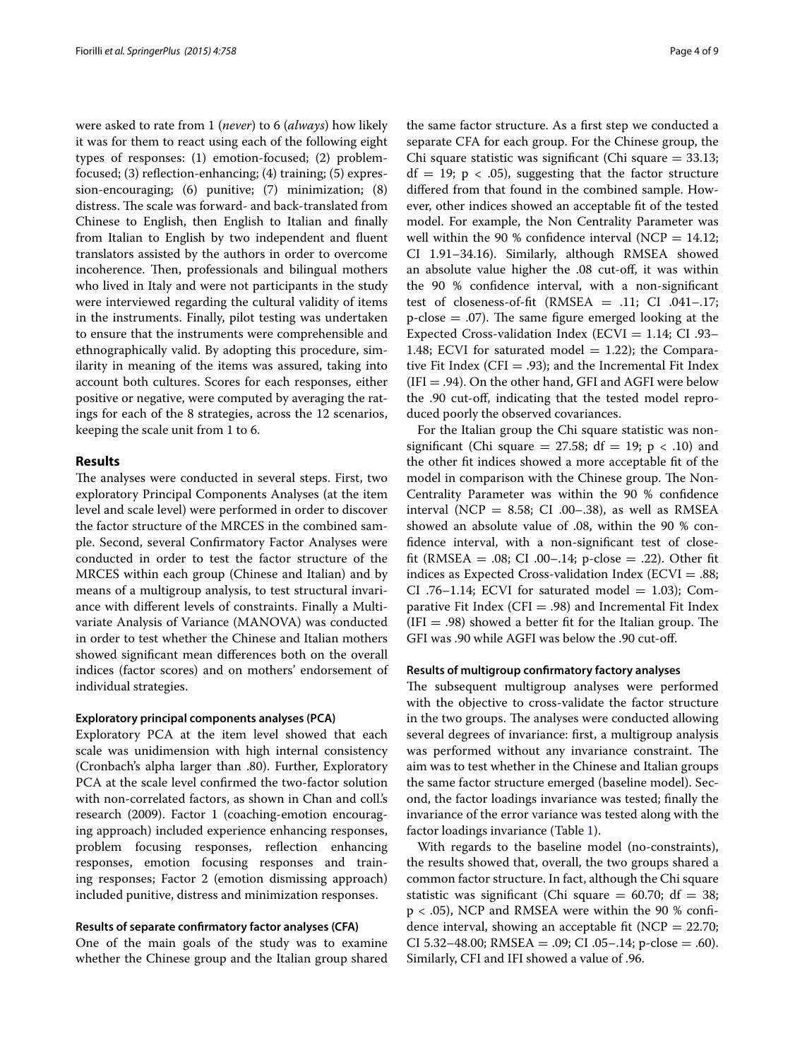were asked to rate from 1 (*never*) to 6 (*always*) how likely it was for them to react using each of the following eight types of responses: (1) emotion-focused; (2) problem-focused; (3) reflection-enhancing; (4) training; (5) expression-encouraging; (6) punitive; (7) minimization; (8) distress. The scale was forward- and back-translated from Chinese to English, then English to Italian and finally from Italian to English by two independent and fluent translators assisted by the authors in order to overcome incoherence. Then, professionals and bilingual mothers who lived in Italy and were not participants in the study were interviewed regarding the cultural validity of items in the instruments. Finally, pilot testing was undertaken to ensure that the instruments were comprehensible and ethnographically valid. By adopting this procedure, similarity in meaning of the items was assured, taking into account both cultures. Scores for each responses, either positive or negative, were computed by averaging the ratings for each of the 8 strategies, across the 12 scenarios, keeping the scale unit from 1 to 6.

## Results

The analyses were conducted in several steps. First, two exploratory Principal Components Analyses (at the item level and scale level) were performed in order to discover the factor structure of the MRCES in the combined sample. Second, several Confirmatory Factor Analyses were conducted in order to test the factor structure of the MRCES within each group (Chinese and Italian) and by means of a multigroup analysis, to test structural invariance with different levels of constraints. Finally a Multivariate Analysis of Variance (MANOVA) was conducted in order to test whether the Chinese and Italian mothers showed significant mean differences both on the overall indices (factor scores) and on mothers' endorsement of individual strategies.

### Exploratory principal components analyses (PCA)

Exploratory PCA at the item level showed that each scale was unidimension with high internal consistency (Cronbach's alpha larger than .80). Further, Exploratory PCA at the scale level confirmed the two-factor solution with non-correlated factors, as shown in Chan and coll.'s research (2009). Factor 1 (coaching-emotion encouraging approach) included experience enhancing responses, problem focusing responses, reflection enhancing responses, emotion focusing responses and training responses; Factor 2 (emotion dismissing approach) included punitive, distress and minimization responses.

### Results of separate confirmatory factor analyses (CFA)

One of the main goals of the study was to examine whether the Chinese group and the Italian group shared the same factor structure. As a first step we conducted a separate CFA for each group. For the Chinese group, the Chi square statistic was significant (Chi square = 33.13; df = 19; $p < .05$), suggesting that the factor structure differed from that found in the combined sample. However, other indices showed an acceptable fit of the tested model. For example, the Non Centrality Parameter was well within the 90 % confidence interval (NCP = 14.12; CI 1.91–34.16). Similarly, although RMSEA showed an absolute value higher the .08 cut-off, it was within the 90 % confidence interval, with a non-significant test of closeness-of-fit (RMSEA = .11; CI .041–.17; p-close = .07). The same figure emerged looking at the Expected Cross-validation Index (ECVI = 1.14; CI .93–1.48; ECVI for saturated model = 1.22); the Comparative Fit Index (CFI = .93); and the Incremental Fit Index (IFI = .94). On the other hand, GFI and AGFI were below the .90 cut-off, indicating that the tested model reproduced poorly the observed covariances.

For the Italian group the Chi square statistic was non-significant (Chi square = 27.58; df = 19; $p < .10$) and the other fit indices showed a more acceptable fit of the model in comparison with the Chinese group. The Non-Centrality Parameter was within the 90 % confidence interval (NCP = 8.58; CI .00–.38), as well as RMSEA showed an absolute value of .08, within the 90 % confidence interval, with a non-significant test of close-fit (RMSEA = .08; CI .00–.14; p-close = .22). Other fit indices as Expected Cross-validation Index (ECVI = .88; CI .76–1.14; ECVI for saturated model = 1.03); Comparative Fit Index (CFI = .98) and Incremental Fit Index (IFI = .98) showed a better fit for the Italian group. The GFI was .90 while AGFI was below the .90 cut-off.

### Results of multigroup confirmatory factory analyses

The subsequent multigroup analyses were performed with the objective to cross-validate the factor structure in the two groups. The analyses were conducted allowing several degrees of invariance: first, a multigroup analysis was performed without any invariance constraint. The aim was to test whether in the Chinese and Italian groups the same factor structure emerged (baseline model). Second, the factor loadings invariance was tested; finally the invariance of the error variance was tested along with the factor loadings invariance (Table 1).

With regards to the baseline model (no-constraints), the results showed that, overall, the two groups shared a common factor structure. In fact, although the Chi square statistic was significant (Chi square = 60.70; df = 38; $p < .05$), NCP and RMSEA were within the 90 % confidence interval, showing an acceptable fit (NCP = 22.70; CI 5.32–48.00; RMSEA = .09; CI .05–.14; p-close = .60). Similarly, CFI and IFI showed a value of .96.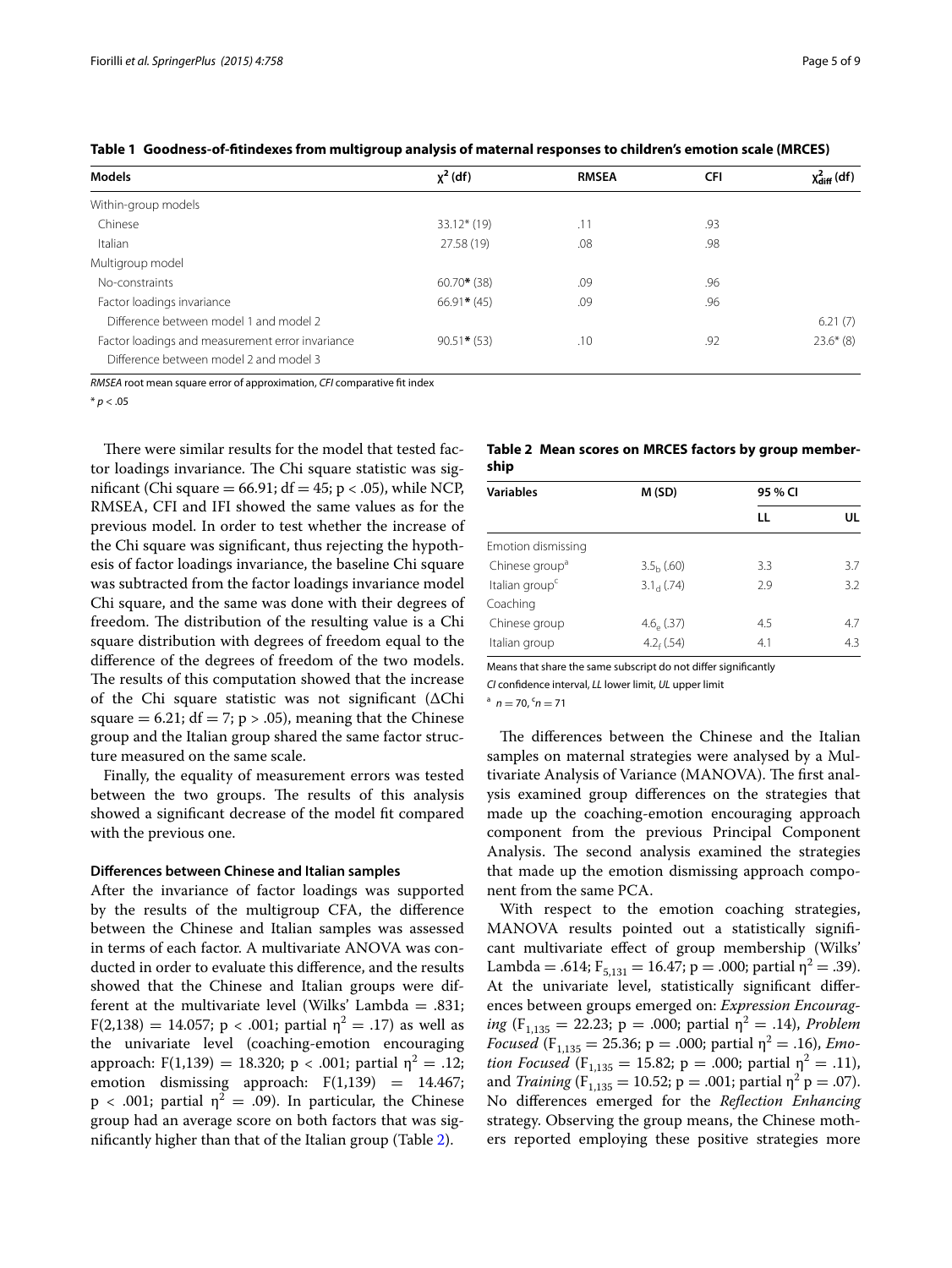**Table 1 Goodness-of-fitindexes from multigroup analysis of maternal responses to children's emotion scale (MRCES)**

| Models | $\chi^2$ (df) | RMSEA | CFI | $\chi^2_{diff}$ (df) |
|---|---|---|---|---|
| Within-group models | | | | |
| Chinese | 33.12* (19) | .11 | .93 | |
| Italian | 27.58 (19) | .08 | .98 | |
| Multigroup model | | | | |
| No-constraints | 60.70* (38) | .09 | .96 | |
| Factor loadings invariance | 66.91* (45) | .09 | .96 | |
| Difference between model 1 and model 2 | | | | 6.21 (7) |
| Factor loadings and measurement error invariance | 90.51* (53) | .10 | .92 | 23.6* (8) |
| Difference between model 2 and model 3 | | | | |

*RMSEA* root mean square error of approximation, *CFI* comparative fit index

* $p < .05$

There were similar results for the model that tested factor loadings invariance. The Chi square statistic was significant (Chi square = 66.91; df = 45; $p < .05$), while NCP, RMSEA, CFI and IFI showed the same values as for the previous model. In order to test whether the increase of the Chi square was significant, thus rejecting the hypothesis of factor loadings invariance, the baseline Chi square was subtracted from the factor loadings invariance model Chi square, and the same was done with their degrees of freedom. The distribution of the resulting value is a Chi square distribution with degrees of freedom equal to the difference of the degrees of freedom of the two models. The results of this computation showed that the increase of the Chi square statistic was not significant (ΔChi square = 6.21; df = 7; $p > .05$), meaning that the Chinese group and the Italian group shared the same factor structure measured on the same scale.

Finally, the equality of measurement errors was tested between the two groups. The results of this analysis showed a significant decrease of the model fit compared with the previous one.

### Differences between Chinese and Italian samples

After the invariance of factor loadings was supported by the results of the multigroup CFA, the difference between the Chinese and Italian samples was assessed in terms of each factor. A multivariate ANOVA was conducted in order to evaluate this difference, and the results showed that the Chinese and Italian groups were different at the multivariate level (Wilks' Lambda = .831; $F(2,138) = 14.057$; $p < .001$; partial $\eta^2 = .17$) as well as the univariate level (coaching-emotion encouraging approach: $F(1,139) = 18.320$; $p < .001$; partial $\eta^2 = .12$; emotion dismissing approach: $F(1,139) = 14.467$; $p < .001$; partial $\eta^2 = .09$). In particular, the Chinese group had an average score on both factors that was significantly higher than that of the Italian group (Table 2).

**Table 2 Mean scores on MRCES factors by group membership**

| Variables | M (SD) | 95 % CI | |
|---|---|---|---|
| | | LL | UL |
| Emotion dismissing | | | |
| Chinese group[a] | $3.5_b$ (.60) | 3.3 | 3.7 |
| Italian group[c] | $3.1_d$ (.74) | 2.9 | 3.2 |
| Coaching | | | |
| Chinese group | $4.6_e$ (.37) | 4.5 | 4.7 |
| Italian group | $4.2_f$ (.54) | 4.1 | 4.3 |

Means that share the same subscript do not differ significantly

*CI* confidence interval, *LL* lower limit, *UL* upper limit

[a] $n = 70$, [c] $n = 71$

The differences between the Chinese and the Italian samples on maternal strategies were analysed by a Multivariate Analysis of Variance (MANOVA). The first analysis examined group differences on the strategies that made up the coaching-emotion encouraging approach component from the previous Principal Component Analysis. The second analysis examined the strategies that made up the emotion dismissing approach component from the same PCA.

With respect to the emotion coaching strategies, MANOVA results pointed out a statistically significant multivariate effect of group membership (Wilks' Lambda = .614; $F_{5,131} = 16.47$; $p = .000$; partial $\eta^2 = .39$). At the univariate level, statistically significant differences between groups emerged on: *Expression Encouraging* ($F_{1,135} = 22.23$; $p = .000$; partial $\eta^2 = .14$), *Problem Focused* ($F_{1,135} = 25.36$; $p = .000$; partial $\eta^2 = .16$), *Emotion Focused* ($F_{1,135} = 15.82$; $p = .000$; partial $\eta^2 = .11$), and *Training* ($F_{1,135} = 10.52$; $p = .001$; partial $\eta^2$ p = .07). No differences emerged for the *Reflection Enhancing* strategy. Observing the group means, the Chinese mothers reported employing these positive strategies more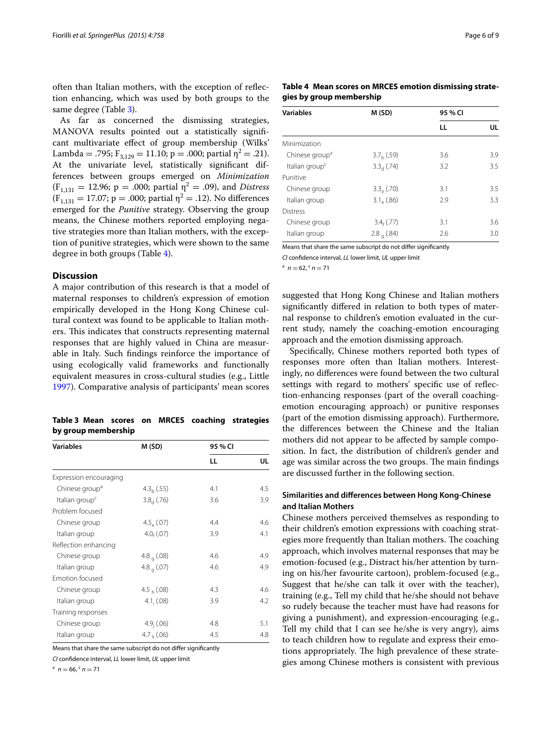often than Italian mothers, with the exception of reflection enhancing, which was used by both groups to the same degree (Table 3).

As far as concerned the dismissing strategies, MANOVA results pointed out a statistically significant multivariate effect of group membership (Wilks' Lambda = .795; $F_{3,129} = 11.10$; p = .000; partial $\eta^2 = .21$). At the univariate level, statistically significant differences between groups emerged on *Minimization* ($F_{1,131} = 12.96$; p = .000; partial $\eta^2 = .09$), and *Distress* ($F_{1,131} = 17.07$; p = .000; partial $\eta^2 = .12$). No differences emerged for the *Punitive* strategy. Observing the group means, the Chinese mothers reported employing negative strategies more than Italian mothers, with the exception of punitive strategies, which were shown to the same degree in both groups (Table 4).

## Discussion

A major contribution of this research is that a model of maternal responses to children's expression of emotion empirically developed in the Hong Kong Chinese cultural context was found to be applicable to Italian mothers. This indicates that constructs representing maternal responses that are highly valued in China are measurable in Italy. Such findings reinforce the importance of using ecologically valid frameworks and functionally equivalent measures in cross-cultural studies (e.g., Little 1997). Comparative analysis of participants' mean scores suggested that Hong Kong Chinese and Italian mothers significantly differed in relation to both types of maternal response to children's emotion evaluated in the current study, namely the coaching-emotion encouraging approach and the emotion dismissing approach.

**Table 3 Mean scores on MRCES coaching strategies by group membership**

| Variables | M (SD) | 95 % CI | |
|---|---|---|---|
| | | LL | UL |
| Expression encouraging | | | |
| Chinese group[a] | $4.3_b$ (.55) | 4.1 | 4.5 |
| Italian group[c] | $3.8_d$ (.76) | 3.6 | 3.9 |
| Problem focused | | | |
| Chinese group | $4.5_e$ (.07) | 4.4 | 4.6 |
| Italian group | $4.0_f$ (.07) | 3.9 | 4.1 |
| Reflection enhancing | | | |
| Chinese group | $4.8_g$ (.08) | 4.6 | 4.9 |
| Italian group | $4.8_g$ (.07) | 4.6 | 4.9 |
| Emotion focused | | | |
| Chinese group | $4.5_h$ (.08) | 4.3 | 4.6 |
| Italian group | $4.1_i$ (.08) | 3.9 | 4.2 |
| Training responses | | | |
| Chinese group | $4.9_j$ (.06) | 4.8 | 5.1 |
| Italian group | $4.7_k$ (.06) | 4.5 | 4.8 |

Means that share the same subscript do not differ significantly

*CI* confidence interval, *LL* lower limit, *UL* upper limit

[a] n = 66, [c] n = 71

**Table 4 Mean scores on MRCES emotion dismissing strategies by group membership**

| Variables | M (SD) | 95 % CI | |
|---|---|---|---|
| | | LL | UL |
| Minimization | | | |
| Chinese group[a] | $3.7_b$ (.59) | 3.6 | 3.9 |
| Italian group[c] | $3.3_d$ (.74) | 3.2 | 3.5 |
| Punitive | | | |
| Chinese group | $3.3_e$ (.70) | 3.1 | 3.5 |
| Italian group | $3.1_e$ (.86) | 2.9 | 3.3 |
| Distress | | | |
| Chinese group | $3.4_f$ (.77) | 3.1 | 3.6 |
| Italian group | $2.8_g$ (.84) | 2.6 | 3.0 |

Means that share the same subscript do not differ significantly

*CI* confidence interval, *LL* lower limit, *UL* upper limit

[a] n = 62, [c] n = 71

Specifically, Chinese mothers reported both types of responses more often than Italian mothers. Interestingly, no differences were found between the two cultural settings with regard to mothers' specific use of reflection-enhancing responses (part of the overall coaching-emotion encouraging approach) or punitive responses (part of the emotion dismissing approach). Furthermore, the differences between the Chinese and the Italian mothers did not appear to be affected by sample composition. In fact, the distribution of children's gender and age was similar across the two groups. The main findings are discussed further in the following section.

### Similarities and differences between Hong Kong-Chinese and Italian Mothers

Chinese mothers perceived themselves as responding to their children's emotion expressions with coaching strategies more frequently than Italian mothers. The coaching approach, which involves maternal responses that may be emotion-focused (e.g., Distract his/her attention by turning on his/her favourite cartoon), problem-focused (e.g., Suggest that he/she can talk it over with the teacher), training (e.g., Tell my child that he/she should not behave so rudely because the teacher must have had reasons for giving a punishment), and expression-encouraging (e.g., Tell my child that I can see he/she is very angry), aims to teach children how to regulate and express their emotions appropriately. The high prevalence of these strategies among Chinese mothers is consistent with previous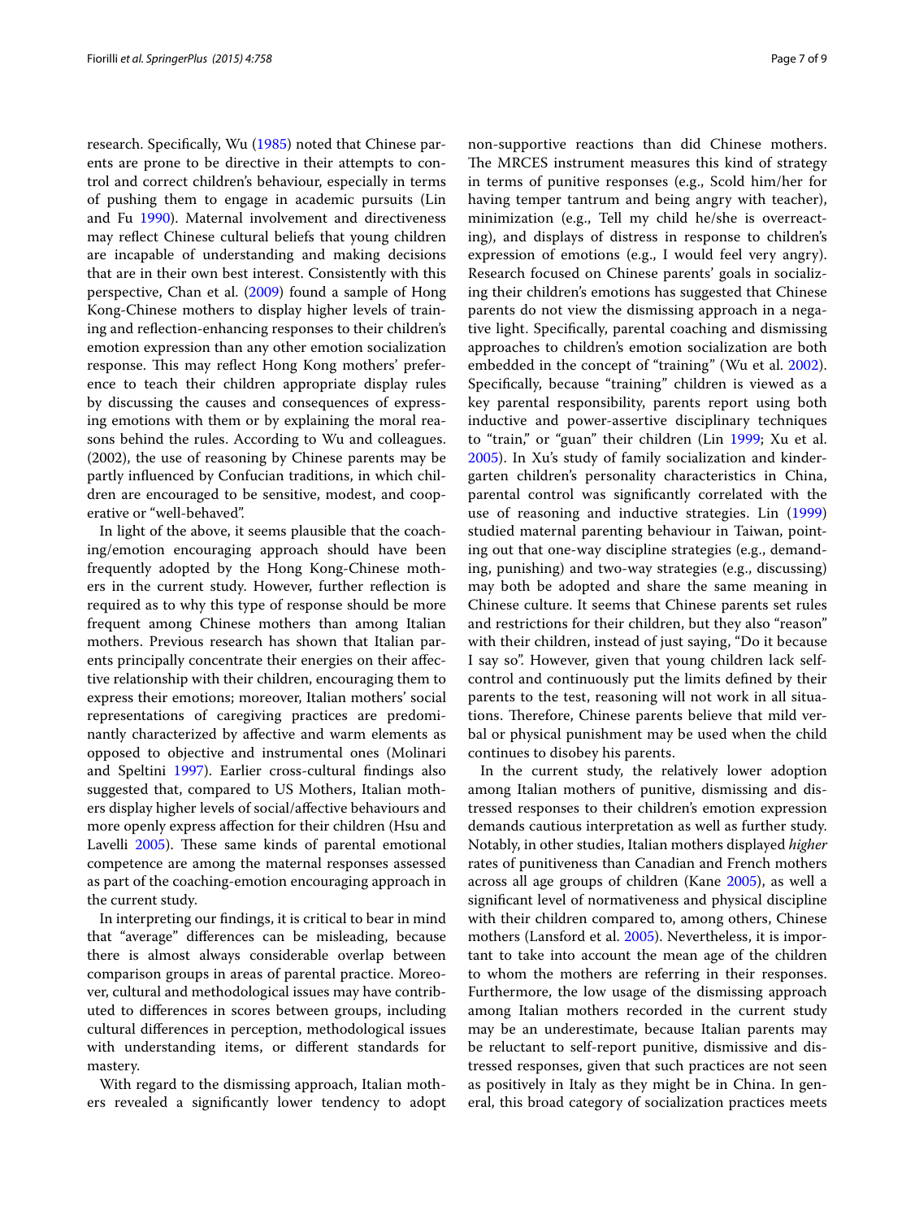research. Specifically, Wu (1985) noted that Chinese parents are prone to be directive in their attempts to control and correct children's behaviour, especially in terms of pushing them to engage in academic pursuits (Lin and Fu 1990). Maternal involvement and directiveness may reflect Chinese cultural beliefs that young children are incapable of understanding and making decisions that are in their own best interest. Consistently with this perspective, Chan et al. (2009) found a sample of Hong Kong-Chinese mothers to display higher levels of training and reflection-enhancing responses to their children's emotion expression than any other emotion socialization response. This may reflect Hong Kong mothers' preference to teach their children appropriate display rules by discussing the causes and consequences of expressing emotions with them or by explaining the moral reasons behind the rules. According to Wu and colleagues. (2002), the use of reasoning by Chinese parents may be partly influenced by Confucian traditions, in which children are encouraged to be sensitive, modest, and cooperative or "well-behaved".

In light of the above, it seems plausible that the coaching/emotion encouraging approach should have been frequently adopted by the Hong Kong-Chinese mothers in the current study. However, further reflection is required as to why this type of response should be more frequent among Chinese mothers than among Italian mothers. Previous research has shown that Italian parents principally concentrate their energies on their affective relationship with their children, encouraging them to express their emotions; moreover, Italian mothers' social representations of caregiving practices are predominantly characterized by affective and warm elements as opposed to objective and instrumental ones (Molinari and Speltini 1997). Earlier cross-cultural findings also suggested that, compared to US Mothers, Italian mothers display higher levels of social/affective behaviours and more openly express affection for their children (Hsu and Lavelli 2005). These same kinds of parental emotional competence are among the maternal responses assessed as part of the coaching-emotion encouraging approach in the current study.

In interpreting our findings, it is critical to bear in mind that "average" differences can be misleading, because there is almost always considerable overlap between comparison groups in areas of parental practice. Moreover, cultural and methodological issues may have contributed to differences in scores between groups, including cultural differences in perception, methodological issues with understanding items, or different standards for mastery.

With regard to the dismissing approach, Italian mothers revealed a significantly lower tendency to adopt non-supportive reactions than did Chinese mothers. The MRCES instrument measures this kind of strategy in terms of punitive responses (e.g., Scold him/her for having temper tantrum and being angry with teacher), minimization (e.g., Tell my child he/she is overreacting), and displays of distress in response to children's expression of emotions (e.g., I would feel very angry). Research focused on Chinese parents' goals in socializing their children's emotions has suggested that Chinese parents do not view the dismissing approach in a negative light. Specifically, parental coaching and dismissing approaches to children's emotion socialization are both embedded in the concept of "training" (Wu et al. 2002). Specifically, because "training" children is viewed as a key parental responsibility, parents report using both inductive and power-assertive disciplinary techniques to "train," or "guan" their children (Lin 1999; Xu et al. 2005). In Xu's study of family socialization and kindergarten children's personality characteristics in China, parental control was significantly correlated with the use of reasoning and inductive strategies. Lin (1999) studied maternal parenting behaviour in Taiwan, pointing out that one-way discipline strategies (e.g., demanding, punishing) and two-way strategies (e.g., discussing) may both be adopted and share the same meaning in Chinese culture. It seems that Chinese parents set rules and restrictions for their children, but they also "reason" with their children, instead of just saying, "Do it because I say so". However, given that young children lack self-control and continuously put the limits defined by their parents to the test, reasoning will not work in all situations. Therefore, Chinese parents believe that mild verbal or physical punishment may be used when the child continues to disobey his parents.

In the current study, the relatively lower adoption among Italian mothers of punitive, dismissing and distressed responses to their children's emotion expression demands cautious interpretation as well as further study. Notably, in other studies, Italian mothers displayed *higher* rates of punitiveness than Canadian and French mothers across all age groups of children (Kane 2005), as well a significant level of normativeness and physical discipline with their children compared to, among others, Chinese mothers (Lansford et al. 2005). Nevertheless, it is important to take into account the mean age of the children to whom the mothers are referring in their responses. Furthermore, the low usage of the dismissing approach among Italian mothers recorded in the current study may be an underestimate, because Italian parents may be reluctant to self-report punitive, dismissive and distressed responses, given that such practices are not seen as positively in Italy as they might be in China. In general, this broad category of socialization practices meets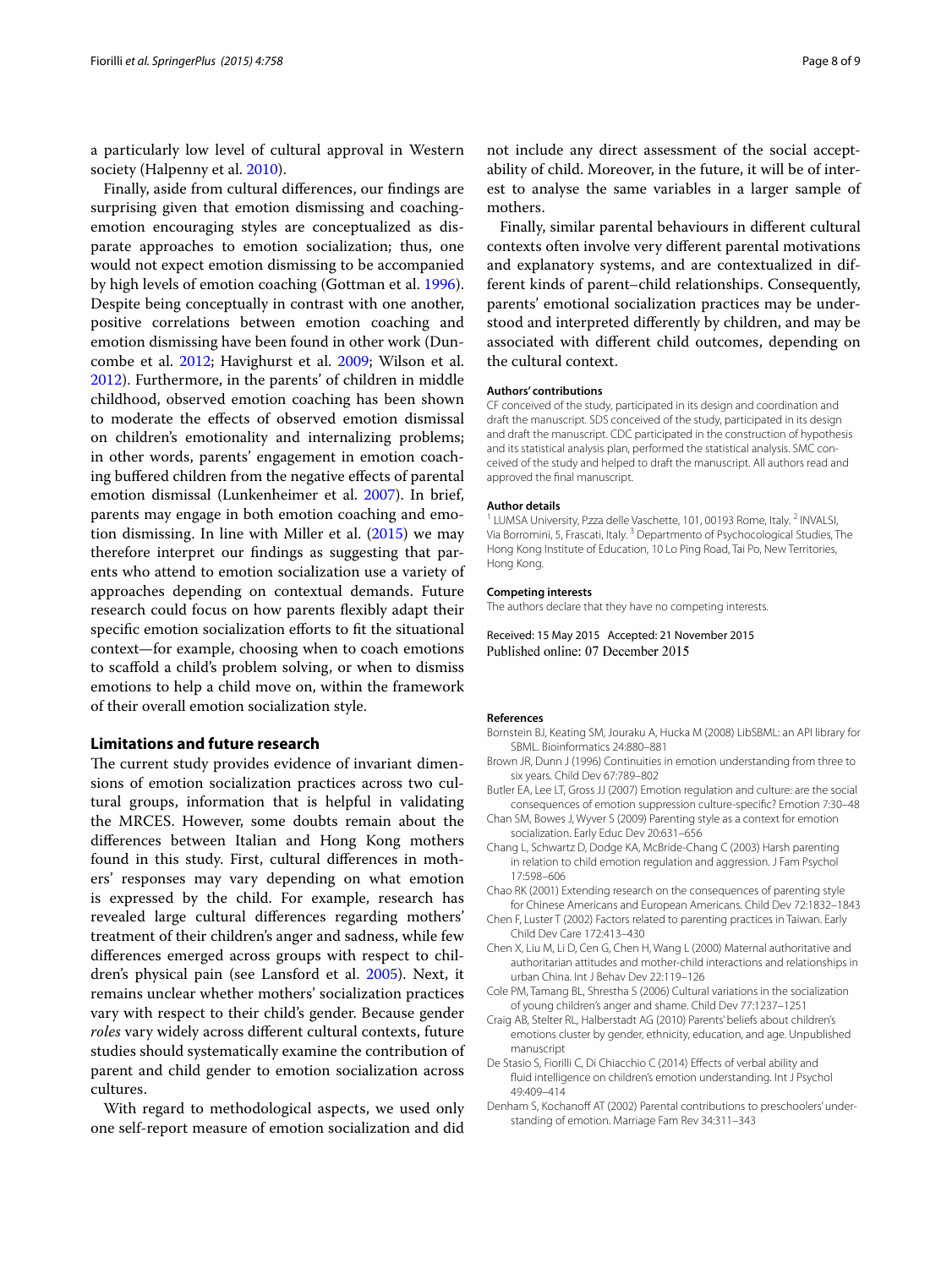a particularly low level of cultural approval in Western society (Halpenny et al. 2010).

Finally, aside from cultural differences, our findings are surprising given that emotion dismissing and coaching-emotion encouraging styles are conceptualized as disparate approaches to emotion socialization; thus, one would not expect emotion dismissing to be accompanied by high levels of emotion coaching (Gottman et al. 1996). Despite being conceptually in contrast with one another, positive correlations between emotion coaching and emotion dismissing have been found in other work (Duncombe et al. 2012; Havighurst et al. 2009; Wilson et al. 2012). Furthermore, in the parents' of children in middle childhood, observed emotion coaching has been shown to moderate the effects of observed emotion dismissal on children's emotionality and internalizing problems; in other words, parents' engagement in emotion coaching buffered children from the negative effects of parental emotion dismissal (Lunkenheimer et al. 2007). In brief, parents may engage in both emotion coaching and emotion dismissing. In line with Miller et al. (2015) we may therefore interpret our findings as suggesting that parents who attend to emotion socialization use a variety of approaches depending on contextual demands. Future research could focus on how parents flexibly adapt their specific emotion socialization efforts to fit the situational context—for example, choosing when to coach emotions to scaffold a child's problem solving, or when to dismiss emotions to help a child move on, within the framework of their overall emotion socialization style.

## Limitations and future research

The current study provides evidence of invariant dimensions of emotion socialization practices across two cultural groups, information that is helpful in validating the MRCES. However, some doubts remain about the differences between Italian and Hong Kong mothers found in this study. First, cultural differences in mothers' responses may vary depending on what emotion is expressed by the child. For example, research has revealed large cultural differences regarding mothers' treatment of their children's anger and sadness, while few differences emerged across groups with respect to children's physical pain (see Lansford et al. 2005). Next, it remains unclear whether mothers' socialization practices vary with respect to their child's gender. Because gender *roles* vary widely across different cultural contexts, future studies should systematically examine the contribution of parent and child gender to emotion socialization across cultures.

With regard to methodological aspects, we used only one self-report measure of emotion socialization and did not include any direct assessment of the social acceptability of child. Moreover, in the future, it will be of interest to analyse the same variables in a larger sample of mothers.

Finally, similar parental behaviours in different cultural contexts often involve very different parental motivations and explanatory systems, and are contextualized in different kinds of parent–child relationships. Consequently, parents' emotional socialization practices may be understood and interpreted differently by children, and may be associated with different child outcomes, depending on the cultural context.

#### Authors' contributions

CF conceived of the study, participated in its design and coordination and draft the manuscript. SDS conceived of the study, participated in its design and draft the manuscript. CDC participated in the construction of hypothesis and its statistical analysis plan, performed the statistical analysis. SMC conceived of the study and helped to draft the manuscript. All authors read and approved the final manuscript.

#### Author details

[1] LUMSA University, P.zza delle Vaschette, 101, 00193 Rome, Italy. [2] INVALSI, Via Borromini, 5, Frascati, Italy. [3] Departmento of Psychocological Studies, The Hong Kong Institute of Education, 10 Lo Ping Road, Tai Po, New Territories, Hong Kong.

#### Competing interests

The authors declare that they have no competing interests.

Received: 15 May 2015 Accepted: 21 November 2015
Published online: 07 December 2015

#### References

- Bornstein BJ, Keating SM, Jouraku A, Hucka M (2008) LibSBML: an API library for SBML. Bioinformatics 24:880–881
- Brown JR, Dunn J (1996) Continuities in emotion understanding from three to six years. Child Dev 67:789–802
- Butler EA, Lee LT, Gross JJ (2007) Emotion regulation and culture: are the social consequences of emotion suppression culture-specific? Emotion 7:30–48
- Chan SM, Bowes J, Wyver S (2009) Parenting style as a context for emotion socialization. Early Educ Dev 20:631–656
- Chang L, Schwartz D, Dodge KA, McBride-Chang C (2003) Harsh parenting in relation to child emotion regulation and aggression. J Fam Psychol 17:598–606
- Chao RK (2001) Extending research on the consequences of parenting style for Chinese Americans and European Americans. Child Dev 72:1832–1843
- Chen F, Luster T (2002) Factors related to parenting practices in Taiwan. Early Child Dev Care 172:413–430
- Chen X, Liu M, Li D, Cen G, Chen H, Wang L (2000) Maternal authoritative and authoritarian attitudes and mother-child interactions and relationships in urban China. Int J Behav Dev 22:119–126
- Cole PM, Tamang BL, Shrestha S (2006) Cultural variations in the socialization of young children's anger and shame. Child Dev 77:1237–1251
- Craig AB, Stelter RL, Halberstadt AG (2010) Parents' beliefs about children's emotions cluster by gender, ethnicity, education, and age. Unpublished manuscript
- De Stasio S, Fiorilli C, Di Chiacchio C (2014) Effects of verbal ability and fluid intelligence on children's emotion understanding. Int J Psychol 49:409–414
- Denham S, Kochanoff AT (2002) Parental contributions to preschoolers' understanding of emotion. Marriage Fam Rev 34:311–343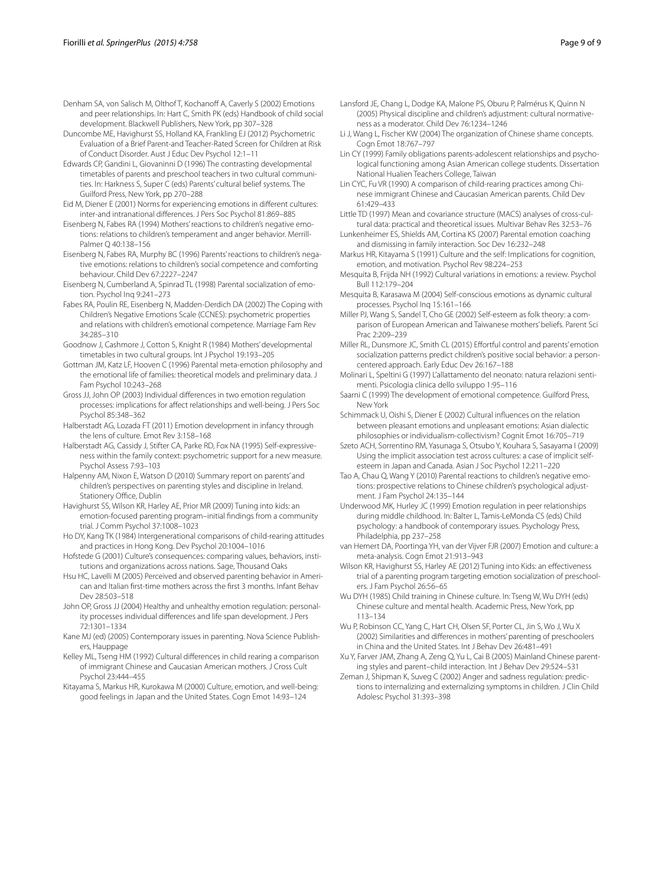Denham SA, von Salisch M, Olthof T, Kochanoff A, Caverly S (2002) Emotions and peer relationships. In: Hart C, Smith PK (eds) Handbook of child social development. Blackwell Publishers, New York, pp 307–328

Duncombe ME, Havighurst SS, Holland KA, Frankling EJ (2012) Psychometric Evaluation of a Brief Parent-and Teacher-Rated Screen for Children at Risk of Conduct Disorder. Aust J Educ Dev Psychol 12:1–11

Edwards CP, Gandini L, Giovaninni D (1996) The contrasting developmental timetables of parents and preschool teachers in two cultural communities. In: Harkness S, Super C (eds) Parents' cultural belief systems. The Guilford Press, New York, pp 270–288

Eid M, Diener E (2001) Norms for experiencing emotions in different cultures: inter-and intranational differences. J Pers Soc Psychol 81:869–885

Eisenberg N, Fabes RA (1994) Mothers' reactions to children's negative emotions: relations to children's temperament and anger behavior. Merrill-Palmer Q 40:138–156

Eisenberg N, Fabes RA, Murphy BC (1996) Parents' reactions to children's negative emotions: relations to children's social competence and comforting behaviour. Child Dev 67:2227–2247

Eisenberg N, Cumberland A, Spinrad TL (1998) Parental socialization of emotion. Psychol Inq 9:241–273

Fabes RA, Poulin RE, Eisenberg N, Madden-Derdich DA (2002) The Coping with Children's Negative Emotions Scale (CCNES): psychometric properties and relations with children's emotional competence. Marriage Fam Rev 34:285–310

Goodnow J, Cashmore J, Cotton S, Knight R (1984) Mothers' developmental timetables in two cultural groups. Int J Psychol 19:193–205

Gottman JM, Katz LF, Hooven C (1996) Parental meta-emotion philosophy and the emotional life of families: theoretical models and preliminary data. J Fam Psychol 10:243–268

Gross JJ, John OP (2003) Individual differences in two emotion regulation processes: implications for affect relationships and well-being. J Pers Soc Psychol 85:348–362

Halberstadt AG, Lozada FT (2011) Emotion development in infancy through the lens of culture. Emot Rev 3:158–168

Halberstadt AG, Cassidy J, Stifter CA, Parke RD, Fox NA (1995) Self-expressiveness within the family context: psychometric support for a new measure. Psychol Assess 7:93–103

Halpenny AM, Nixon E, Watson D (2010) Summary report on parents' and children's perspectives on parenting styles and discipline in Ireland. Stationery Office, Dublin

Havighurst SS, Wilson KR, Harley AE, Prior MR (2009) Tuning into kids: an emotion-focused parenting program–initial findings from a community trial. J Comm Psychol 37:1008–1023

Ho DY, Kang TK (1984) Intergenerational comparisons of child-rearing attitudes and practices in Hong Kong. Dev Psychol 20:1004–1016

Hofstede G (2001) Culture's consequences: comparing values, behaviors, institutions and organizations across nations. Sage, Thousand Oaks

Hsu HC, Lavelli M (2005) Perceived and observed parenting behavior in American and Italian first-time mothers across the first 3 months. Infant Behav Dev 28:503–518

John OP, Gross JJ (2004) Healthy and unhealthy emotion regulation: personality processes individual differences and life span development. J Pers 72:1301–1334

Kane MJ (ed) (2005) Contemporary issues in parenting. Nova Science Publishers, Hauppage

Kelley ML, Tseng HM (1992) Cultural differences in child rearing a comparison of immigrant Chinese and Caucasian American mothers. J Cross Cult Psychol 23:444–455

Kitayama S, Markus HR, Kurokawa M (2000) Culture, emotion, and well-being: good feelings in Japan and the United States. Cogn Emot 14:93–124

Lansford JE, Chang L, Dodge KA, Malone PS, Oburu P, Palmérus K, Quinn N (2005) Physical discipline and children's adjustment: cultural normativeness as a moderator. Child Dev 76:1234–1246

Li J, Wang L, Fischer KW (2004) The organization of Chinese shame concepts. Cogn Emot 18:767–797

Lin CY (1999) Family obligations parents-adolescent relationships and psychological functioning among Asian American college students. Dissertation National Hualien Teachers College, Taiwan

Lin CYC, Fu VR (1990) A comparison of child-rearing practices among Chinese immigrant Chinese and Caucasian American parents. Child Dev 61:429–433

Little TD (1997) Mean and covariance structure (MACS) analyses of cross-cultural data: practical and theoretical issues. Multivar Behav Res 32:53–76

Lunkenheimer ES, Shields AM, Cortina KS (2007) Parental emotion coaching and dismissing in family interaction. Soc Dev 16:232–248

Markus HR, Kitayama S (1991) Culture and the self: Implications for cognition, emotion, and motivation. Psychol Rev 98:224–253

Mesquita B, Frijda NH (1992) Cultural variations in emotions: a review. Psychol Bull 112:179–204

Mesquita B, Karasawa M (2004) Self-conscious emotions as dynamic cultural processes. Psychol Inq 15:161–166

Miller PJ, Wang S, Sandel T, Cho GE (2002) Self-esteem as folk theory: a comparison of European American and Taiwanese mothers' beliefs. Parent Sci Prac 2:209–239

Miller RL, Dunsmore JC, Smith CL (2015) Effortful control and parents' emotion socialization patterns predict children's positive social behavior: a person-centered approach. Early Educ Dev 26:167–188

Molinari L, Speltini G (1997) L'allattamento del neonato: natura relazioni sentimenti. Psicologia clinica dello sviluppo 1:95–116

Saarni C (1999) The development of emotional competence. Guilford Press, New York

Schimmack U, Oishi S, Diener E (2002) Cultural influences on the relation between pleasant emotions and unpleasant emotions: Asian dialectic philosophies or individualism-collectivism? Cognit Emot 16:705–719

Szeto ACH, Sorrentino RM, Yasunaga S, Otsubo Y, Kouhara S, Sasayama I (2009) Using the implicit association test across cultures: a case of implicit self-esteem in Japan and Canada. Asian J Soc Psychol 12:211–220

Tao A, Chau Q, Wang Y (2010) Parental reactions to children's negative emotions: prospective relations to Chinese children's psychological adjustment. J Fam Psychol 24:135–144

Underwood MK, Hurley JC (1999) Emotion regulation in peer relationships during middle childhood. In: Balter L, Tamis-LeMonda CS (eds) Child psychology: a handbook of contemporary issues. Psychology Press, Philadelphia, pp 237–258

van Hemert DA, Poortinga YH, van der Vijver FJR (2007) Emotion and culture: a meta-analysis. Cogn Emot 21:913–943

Wilson KR, Havighurst SS, Harley AE (2012) Tuning into Kids: an effectiveness trial of a parenting program targeting emotion socialization of preschoolers. J Fam Psychol 26:56–65

Wu DYH (1985) Child training in Chinese culture. In: Tseng W, Wu DYH (eds) Chinese culture and mental health. Academic Press, New York, pp 113–134

Wu P, Robinson CC, Yang C, Hart CH, Olsen SF, Porter CL, Jin S, Wo J, Wu X (2002) Similarities and differences in mothers' parenting of preschoolers in China and the United States. Int J Behav Dev 26:481–491

Xu Y, Farver JAM, Zhang A, Zeng Q, Yu L, Cai B (2005) Mainland Chinese parenting styles and parent–child interaction. Int J Behav Dev 29:524–531

Zeman J, Shipman K, Suveg C (2002) Anger and sadness regulation: predictions to internalizing and externalizing symptoms in children. J Clin Child Adolesc Psychol 31:393–398